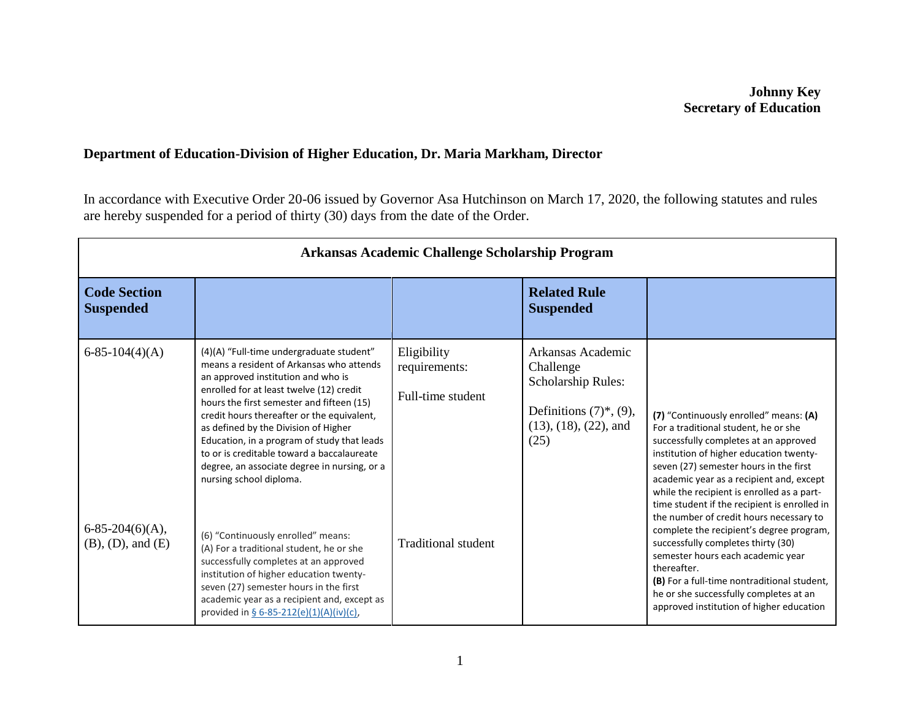**Johnny Key**
**Secretary of Education**

**Department of Education-Division of Higher Education, Dr. Maria Markham, Director**

In accordance with Executive Order 20-06 issued by Governor Asa Hutchinson on March 17, 2020, the following statutes and rules are hereby suspended for a period of thirty (30) days from the date of the Order.

| Arkansas Academic Challenge Scholarship Program | | | | |
|---|---|---|---|---|
| **Code Section Suspended** | | | **Related Rule Suspended** | |
| 6-85-104(4)(A) | (4)(A) "Full-time undergraduate student" means a resident of Arkansas who attends an approved institution and who is enrolled for at least twelve (12) credit hours the first semester and fifteen (15) credit hours thereafter or the equivalent, as defined by the Division of Higher Education, in a program of study that leads to or is creditable toward a baccalaureate degree, an associate degree in nursing, or a nursing school diploma. | Eligibility requirements:<br><br>Full-time student | Arkansas Academic Challenge Scholarship Rules:<br><br>Definitions (7)*, (9), (13), (18), (22), and (25) | **(7)** "Continuously enrolled" means: **(A)** For a traditional student, he or she successfully completes at an approved institution of higher education twenty-seven (27) semester hours in the first academic year as a recipient and, except while the recipient is enrolled as a part-time student if the recipient is enrolled in the number of credit hours necessary to complete the recipient's degree program, successfully completes thirty (30) semester hours each academic year thereafter.<br>**(B)** For a full-time nontraditional student, he or she successfully completes at an approved institution of higher education |
| 6-85-204(6)(A), (B), (D), and (E) | (6) "Continuously enrolled" means:<br>(A) For a traditional student, he or she successfully completes at an approved institution of higher education twenty-seven (27) semester hours in the first academic year as a recipient and, except as provided in § 6-85-212(e)(1)(A)(iv)(c), | Traditional student | | |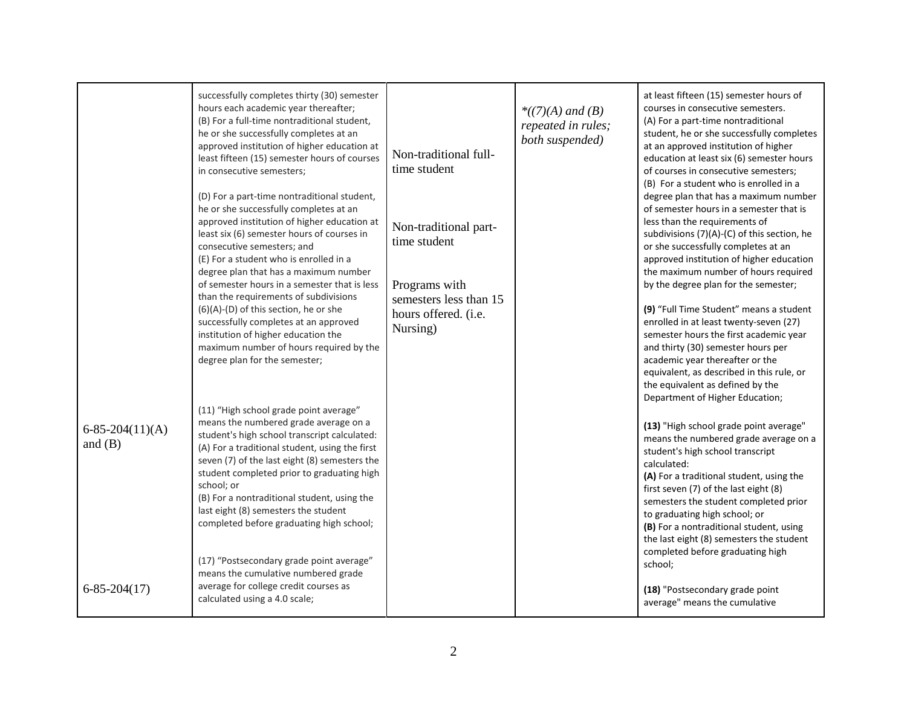| | | | | |
|---|---|---|---|---|
| | successfully completes thirty (30) semester hours each academic year thereafter;<br>(B) For a full-time nontraditional student, he or she successfully completes at an approved institution of higher education at least fifteen (15) semester hours of courses in consecutive semesters;<br><br>(D) For a part-time nontraditional student, he or she successfully completes at an approved institution of higher education at least six (6) semester hours of courses in consecutive semesters; and<br>(E) For a student who is enrolled in a degree plan that has a maximum number of semester hours in a semester that is less than the requirements of subdivisions (6)(A)-(D) of this section, he or she successfully completes at an approved institution of higher education the maximum number of hours required by the degree plan for the semester; | Non-traditional full-time student<br><br>Non-traditional part-time student<br><br>Programs with semesters less than 15 hours offered. (i.e. Nursing) | *\*((7)(A) and (B) repeated in rules; both suspended)* | at least fifteen (15) semester hours of courses in consecutive semesters.<br>(A) For a part-time nontraditional student, he or she successfully completes at an approved institution of higher education at least six (6) semester hours of courses in consecutive semesters;<br>(B) For a student who is enrolled in a degree plan that has a maximum number of semester hours in a semester that is less than the requirements of subdivisions (7)(A)-(C) of this section, he or she successfully completes at an approved institution of higher education the maximum number of hours required by the degree plan for the semester;<br><br>**(9)** "Full Time Student" means a student enrolled in at least twenty-seven (27) semester hours the first academic year and thirty (30) semester hours per academic year thereafter or the equivalent, as described in this rule, or the equivalent as defined by the Department of Higher Education; |
| 6-85-204(11)(A) and (B) | (11) "High school grade point average" means the numbered grade average on a student's high school transcript calculated:<br>(A) For a traditional student, using the first seven (7) of the last eight (8) semesters the student completed prior to graduating high school; or<br>(B) For a nontraditional student, using the last eight (8) semesters the student completed before graduating high school; | | | **(13)** "High school grade point average" means the numbered grade average on a student's high school transcript calculated:<br>**(A)** For a traditional student, using the first seven (7) of the last eight (8) semesters the student completed prior to graduating high school; or<br>**(B)** For a nontraditional student, using the last eight (8) semesters the student completed before graduating high school; |
| 6-85-204(17) | (17) "Postsecondary grade point average" means the cumulative numbered grade average for college credit courses as calculated using a 4.0 scale; | | | **(18)** "Postsecondary grade point average" means the cumulative |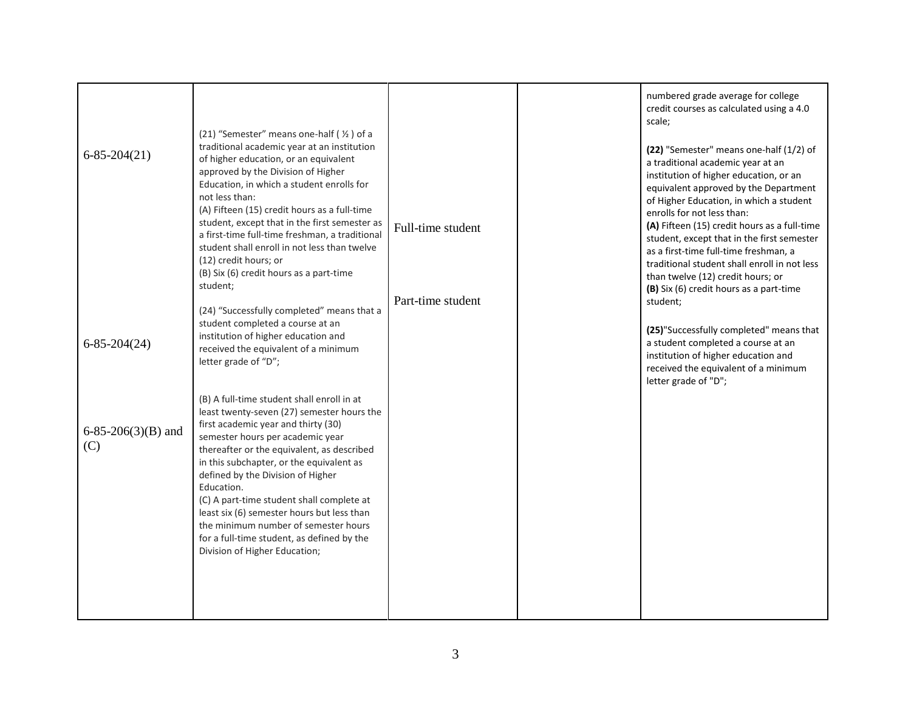| | | | | |
|---|---|---|---|---|
| | | | | numbered grade average for college credit courses as calculated using a 4.0 scale; |
| 6-85-204(21) | (21) "Semester" means one-half ( ½ ) of a traditional academic year at an institution of higher education, or an equivalent approved by the Division of Higher Education, in which a student enrolls for not less than:<br>(A) Fifteen (15) credit hours as a full-time student, except that in the first semester as a first-time full-time freshman, a traditional student shall enroll in not less than twelve (12) credit hours; or<br>(B) Six (6) credit hours as a part-time student; | Full-time student<br><br>Part-time student | | **(22)** "Semester" means one-half (1/2) of a traditional academic year at an institution of higher education, or an equivalent approved by the Department of Higher Education, in which a student enrolls for not less than:<br>**(A)** Fifteen (15) credit hours as a full-time student, except that in the first semester as a first-time full-time freshman, a traditional student shall enroll in not less than twelve (12) credit hours; or<br>**(B)** Six (6) credit hours as a part-time student; |
| 6-85-204(24) | (24) "Successfully completed" means that a student completed a course at an institution of higher education and received the equivalent of a minimum letter grade of "D"; | | | **(25)**"Successfully completed" means that a student completed a course at an institution of higher education and received the equivalent of a minimum letter grade of "D"; |
| 6-85-206(3)(B) and (C) | (B) A full-time student shall enroll in at least twenty-seven (27) semester hours the first academic year and thirty (30) semester hours per academic year thereafter or the equivalent, as described in this subchapter, or the equivalent as defined by the Division of Higher Education.<br>(C) A part-time student shall complete at least six (6) semester hours but less than the minimum number of semester hours for a full-time student, as defined by the Division of Higher Education; | | | |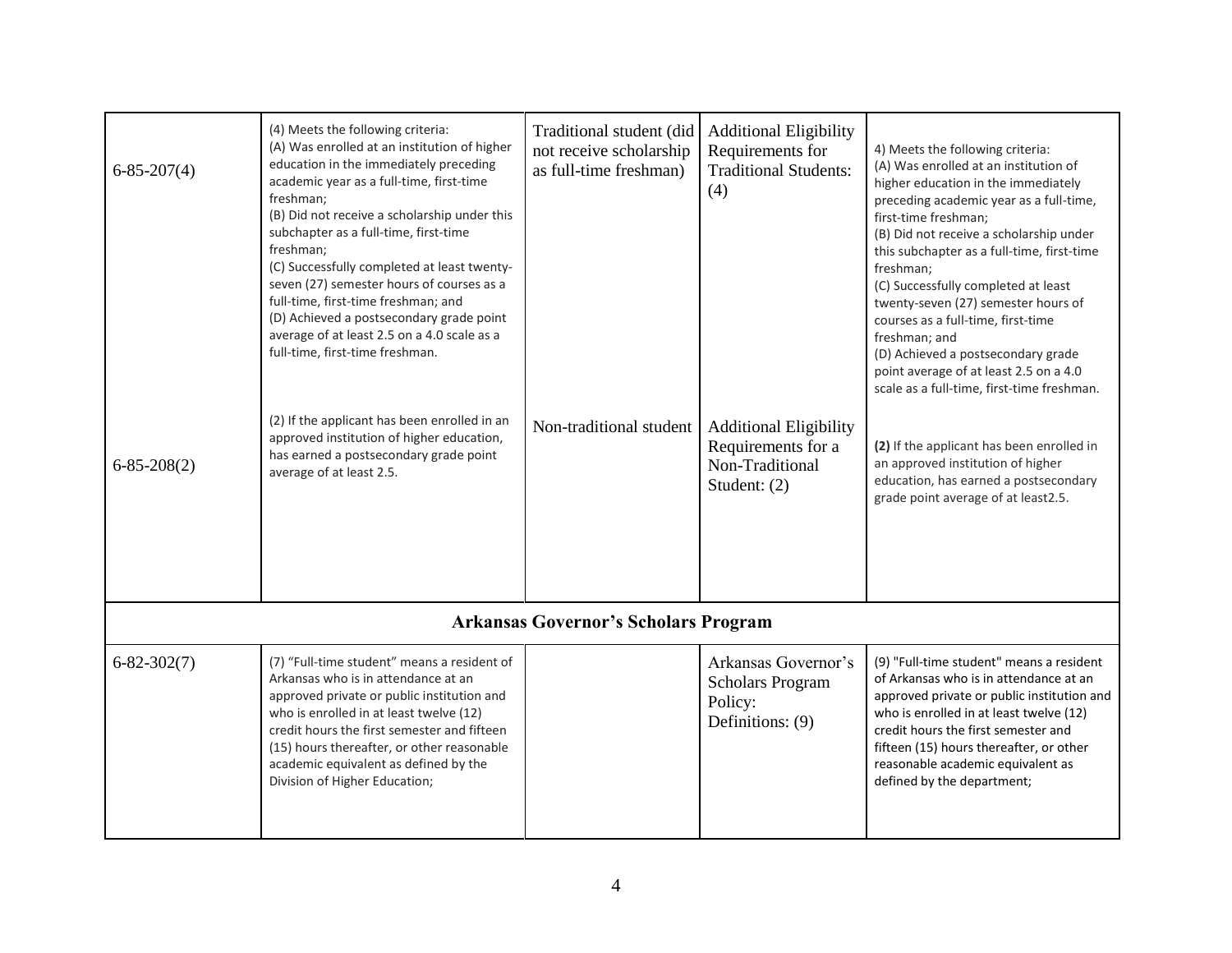| | | | | |
|---|---|---|---|---|
| 6-85-207(4) | (4) Meets the following criteria:<br>(A) Was enrolled at an institution of higher education in the immediately preceding academic year as a full-time, first-time freshman;<br>(B) Did not receive a scholarship under this subchapter as a full-time, first-time freshman;<br>(C) Successfully completed at least twenty-seven (27) semester hours of courses as a full-time, first-time freshman; and<br>(D) Achieved a postsecondary grade point average of at least 2.5 on a 4.0 scale as a full-time, first-time freshman. | Traditional student (did not receive scholarship as full-time freshman) | Additional Eligibility Requirements for Traditional Students: (4) | 4) Meets the following criteria:<br>(A) Was enrolled at an institution of higher education in the immediately preceding academic year as a full-time, first-time freshman;<br>(B) Did not receive a scholarship under this subchapter as a full-time, first-time freshman;<br>(C) Successfully completed at least twenty-seven (27) semester hours of courses as a full-time, first-time freshman; and<br>(D) Achieved a postsecondary grade point average of at least 2.5 on a 4.0 scale as a full-time, first-time freshman. |
| 6-85-208(2) | (2) If the applicant has been enrolled in an approved institution of higher education, has earned a postsecondary grade point average of at least 2.5. | Non-traditional student | Additional Eligibility Requirements for a Non-Traditional Student: (2) | **(2)** If the applicant has been enrolled in an approved institution of higher education, has earned a postsecondary grade point average of at least2.5. |
| **Arkansas Governor's Scholars Program** | | | | |
| 6-82-302(7) | (7) "Full-time student" means a resident of Arkansas who is in attendance at an approved private or public institution and who is enrolled in at least twelve (12) credit hours the first semester and fifteen (15) hours thereafter, or other reasonable academic equivalent as defined by the Division of Higher Education; | | Arkansas Governor's Scholars Program Policy: Definitions: (9) | (9) "Full-time student" means a resident of Arkansas who is in attendance at an approved private or public institution and who is enrolled in at least twelve (12) credit hours the first semester and fifteen (15) hours thereafter, or other reasonable academic equivalent as defined by the department; |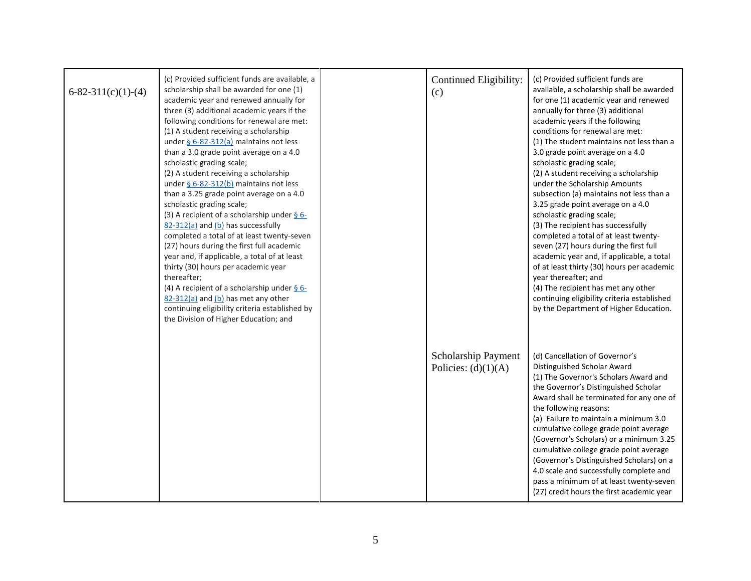| | | | | |
|---|---|---|---|---|
| 6-82-311(c)(1)-(4) | (c) Provided sufficient funds are available, a scholarship shall be awarded for one (1) academic year and renewed annually for three (3) additional academic years if the following conditions for renewal are met:<br>(1) A student receiving a scholarship under § 6-82-312(a) maintains not less than a 3.0 grade point average on a 4.0 scholastic grading scale;<br>(2) A student receiving a scholarship under § 6-82-312(b) maintains not less than a 3.25 grade point average on a 4.0 scholastic grading scale;<br>(3) A recipient of a scholarship under § 6-82-312(a) and (b) has successfully completed a total of at least twenty-seven (27) hours during the first full academic year and, if applicable, a total of at least thirty (30) hours per academic year thereafter;<br>(4) A recipient of a scholarship under § 6-82-312(a) and (b) has met any other continuing eligibility criteria established by the Division of Higher Education; and | | Continued Eligibility: (c) | (c) Provided sufficient funds are available, a scholarship shall be awarded for one (1) academic year and renewed annually for three (3) additional academic years if the following conditions for renewal are met:<br>(1) The student maintains not less than a 3.0 grade point average on a 4.0 scholastic grading scale;<br>(2) A student receiving a scholarship under the Scholarship Amounts subsection (a) maintains not less than a 3.25 grade point average on a 4.0 scholastic grading scale;<br>(3) The recipient has successfully completed a total of at least twenty-seven (27) hours during the first full academic year and, if applicable, a total of at least thirty (30) hours per academic year thereafter; and<br>(4) The recipient has met any other continuing eligibility criteria established by the Department of Higher Education. |
| | | | Scholarship Payment Policies: (d)(1)(A) | (d) Cancellation of Governor's Distinguished Scholar Award<br>(1) The Governor's Scholars Award and the Governor's Distinguished Scholar Award shall be terminated for any one of the following reasons:<br>(a) Failure to maintain a minimum 3.0 cumulative college grade point average (Governor's Scholars) or a minimum 3.25 cumulative college grade point average (Governor's Distinguished Scholars) on a 4.0 scale and successfully complete and pass a minimum of at least twenty-seven (27) credit hours the first academic year |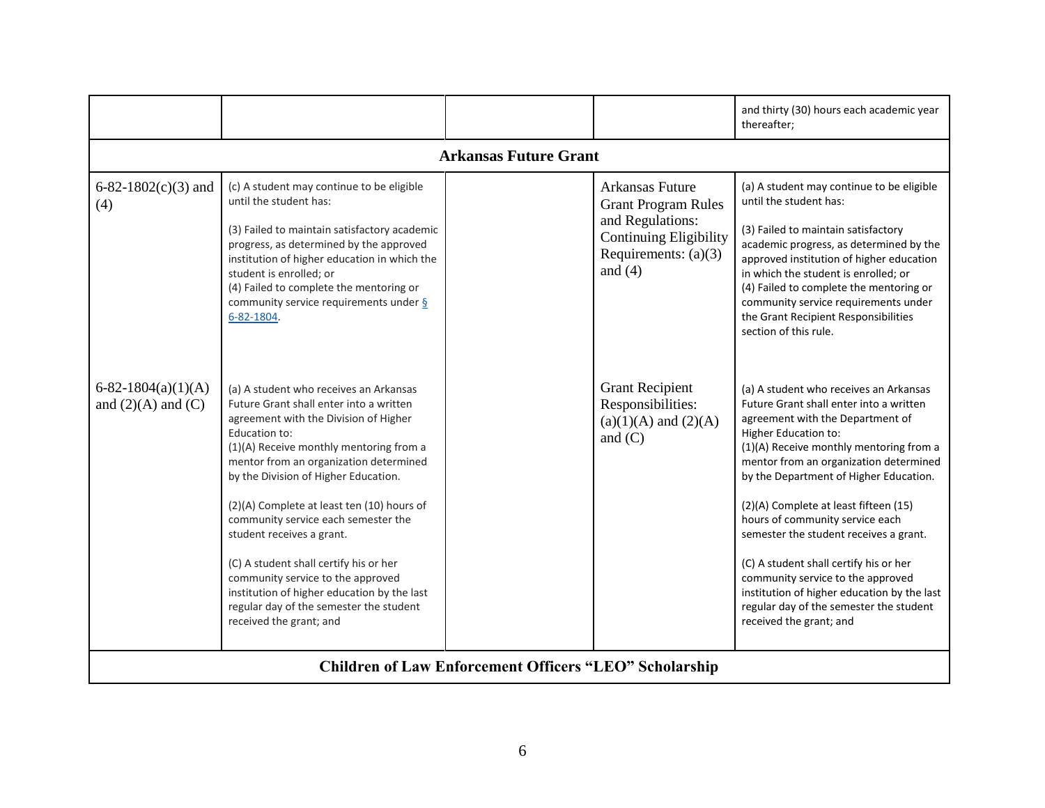| | | | | |
|---|---|---|---|---|
| | | | | and thirty (30) hours each academic year thereafter; |
| **Arkansas Future Grant** | | | | |
| 6-82-1802(c)(3) and (4) | (c) A student may continue to be eligible until the student has:<br><br>(3) Failed to maintain satisfactory academic progress, as determined by the approved institution of higher education in which the student is enrolled; or<br>(4) Failed to complete the mentoring or community service requirements under § 6-82-1804. | | Arkansas Future Grant Program Rules and Regulations: Continuing Eligibility Requirements: (a)(3) and (4) | (a) A student may continue to be eligible until the student has:<br><br>(3) Failed to maintain satisfactory academic progress, as determined by the approved institution of higher education in which the student is enrolled; or<br>(4) Failed to complete the mentoring or community service requirements under the Grant Recipient Responsibilities section of this rule. |
| 6-82-1804(a)(1)(A) and (2)(A) and (C) | (a) A student who receives an Arkansas Future Grant shall enter into a written agreement with the Division of Higher Education to:<br>(1)(A) Receive monthly mentoring from a mentor from an organization determined by the Division of Higher Education.<br><br>(2)(A) Complete at least ten (10) hours of community service each semester the student receives a grant.<br><br>(C) A student shall certify his or her community service to the approved institution of higher education by the last regular day of the semester the student received the grant; and | | Grant Recipient Responsibilities: (a)(1)(A) and (2)(A) and (C) | (a) A student who receives an Arkansas Future Grant shall enter into a written agreement with the Department of Higher Education to:<br>(1)(A) Receive monthly mentoring from a mentor from an organization determined by the Department of Higher Education.<br><br>(2)(A) Complete at least fifteen (15) hours of community service each semester the student receives a grant.<br><br>(C) A student shall certify his or her community service to the approved institution of higher education by the last regular day of the semester the student received the grant; and |
| **Children of Law Enforcement Officers "LEO" Scholarship** | | | | |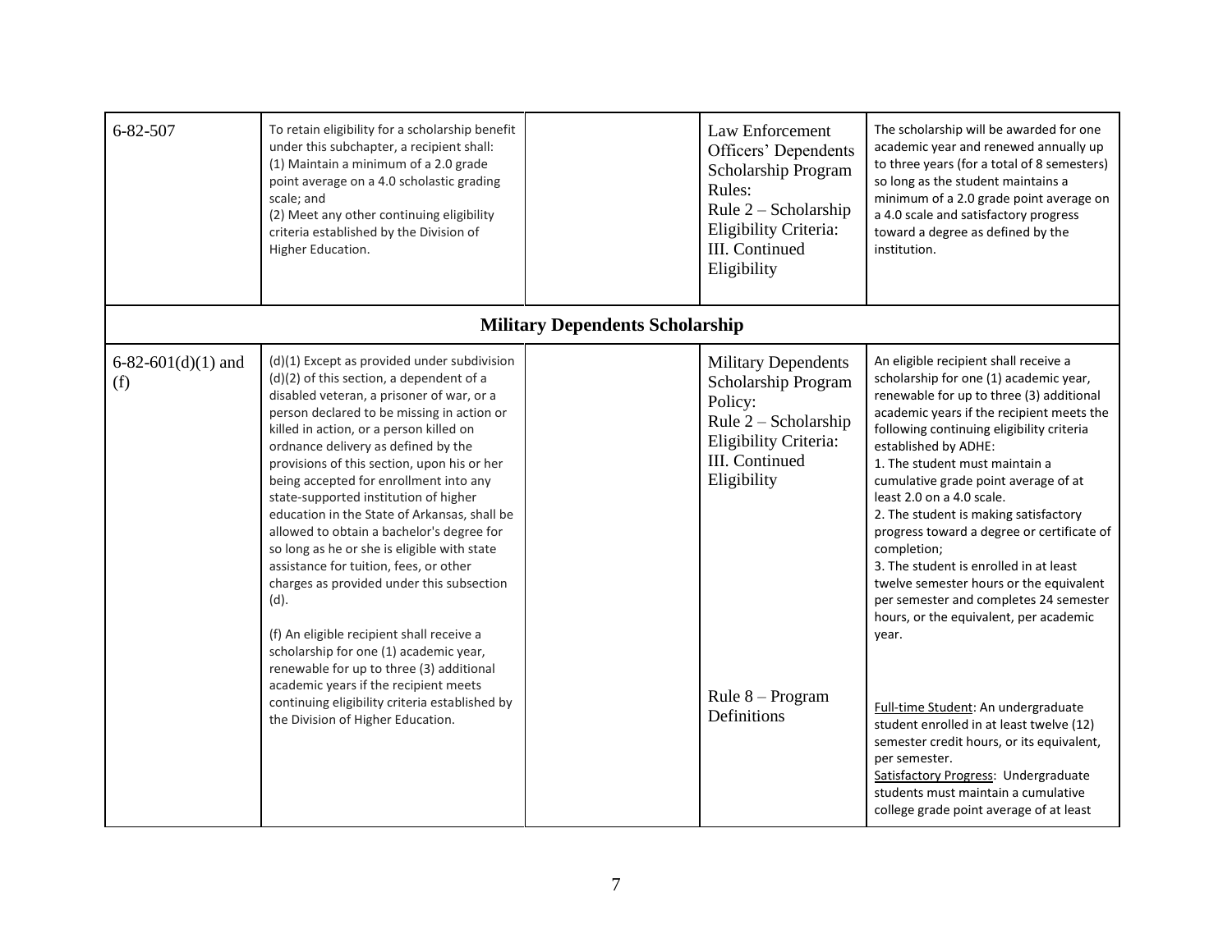| | | | | |
|---|---|---|---|---|
| 6-82-507 | To retain eligibility for a scholarship benefit under this subchapter, a recipient shall:<br>(1) Maintain a minimum of a 2.0 grade point average on a 4.0 scholastic grading scale; and<br>(2) Meet any other continuing eligibility criteria established by the Division of Higher Education. | | Law Enforcement Officers' Dependents Scholarship Program Rules:<br>Rule 2 – Scholarship Eligibility Criteria: III. Continued Eligibility | The scholarship will be awarded for one academic year and renewed annually up to three years (for a total of 8 semesters) so long as the student maintains a minimum of a 2.0 grade point average on a 4.0 scale and satisfactory progress toward a degree as defined by the institution. |
| **Military Dependents Scholarship** | | | | |
| 6-82-601(d)(1) and (f) | (d)(1) Except as provided under subdivision (d)(2) of this section, a dependent of a disabled veteran, a prisoner of war, or a person declared to be missing in action or killed in action, or a person killed on ordnance delivery as defined by the provisions of this section, upon his or her being accepted for enrollment into any state-supported institution of higher education in the State of Arkansas, shall be allowed to obtain a bachelor's degree for so long as he or she is eligible with state assistance for tuition, fees, or other charges as provided under this subsection (d).<br><br>(f) An eligible recipient shall receive a scholarship for one (1) academic year, renewable for up to three (3) additional academic years if the recipient meets continuing eligibility criteria established by the Division of Higher Education. | | Military Dependents Scholarship Program Policy:<br>Rule 2 – Scholarship Eligibility Criteria: III. Continued Eligibility<br><br>Rule 8 – Program Definitions | An eligible recipient shall receive a scholarship for one (1) academic year, renewable for up to three (3) additional academic years if the recipient meets the following continuing eligibility criteria established by ADHE:<br>1. The student must maintain a cumulative grade point average of at least 2.0 on a 4.0 scale.<br>2. The student is making satisfactory progress toward a degree or certificate of completion;<br>3. The student is enrolled in at least twelve semester hours or the equivalent per semester and completes 24 semester hours, or the equivalent, per academic year.<br><br>Full-time Student: An undergraduate student enrolled in at least twelve (12) semester credit hours, or its equivalent, per semester.<br>Satisfactory Progress: Undergraduate students must maintain a cumulative college grade point average of at least |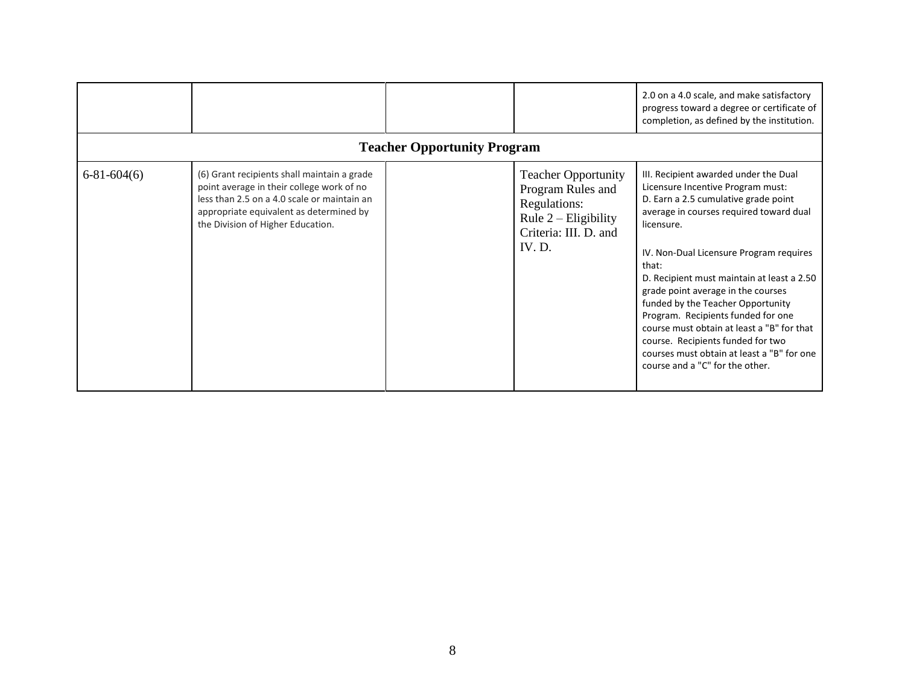| | | | | |
|---|---|---|---|---|
| | | | | 2.0 on a 4.0 scale, and make satisfactory progress toward a degree or certificate of completion, as defined by the institution. |
| **Teacher Opportunity Program** | | | | |
| 6-81-604(6) | (6) Grant recipients shall maintain a grade point average in their college work of no less than 2.5 on a 4.0 scale or maintain an appropriate equivalent as determined by the Division of Higher Education. | | Teacher Opportunity Program Rules and Regulations: Rule 2 – Eligibility Criteria: III. D. and IV. D. | III. Recipient awarded under the Dual Licensure Incentive Program must: D. Earn a 2.5 cumulative grade point average in courses required toward dual licensure. <br><br> IV. Non-Dual Licensure Program requires that: D. Recipient must maintain at least a 2.50 grade point average in the courses funded by the Teacher Opportunity Program. Recipients funded for one course must obtain at least a "B" for that course. Recipients funded for two courses must obtain at least a "B" for one course and a "C" for the other. |